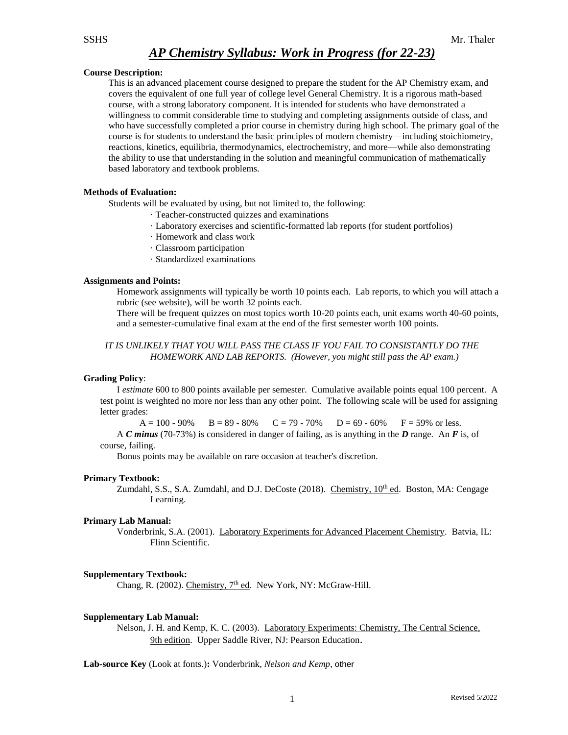SSHS Mr. Thaler

# *AP Chemistry Syllabus: Work in Progress (for 22-23)*

**Course Description:**

This is an advanced placement course designed to prepare the student for the AP Chemistry exam, and covers the equivalent of one full year of college level General Chemistry. It is a rigorous math-based course, with a strong laboratory component. It is intended for students who have demonstrated a willingness to commit considerable time to studying and completing assignments outside of class, and who have successfully completed a prior course in chemistry during high school. The primary goal of the course is for students to understand the basic principles of modern chemistry—including stoichiometry, reactions, kinetics, equilibria, thermodynamics, electrochemistry, and more—while also demonstrating the ability to use that understanding in the solution and meaningful communication of mathematically based laboratory and textbook problems.

**Methods of Evaluation:**

Students will be evaluated by using, but not limited to, the following:

- Teacher-constructed quizzes and examinations
- Laboratory exercises and scientific-formatted lab reports (for student portfolios)
- Homework and class work
- Classroom participation
- Standardized examinations

**Assignments and Points:**

Homework assignments will typically be worth 10 points each. Lab reports, to which you will attach a rubric (see website), will be worth 32 points each.

There will be frequent quizzes on most topics worth 10-20 points each, unit exams worth 40-60 points, and a semester-cumulative final exam at the end of the first semester worth 100 points.

*IT IS UNLIKELY THAT YOU WILL PASS THE CLASS IF YOU FAIL TO CONSISTANTLY DO THE HOMEWORK AND LAB REPORTS. (However, you might still pass the AP exam.)*

**Grading Policy**:

I *estimate* 600 to 800 points available per semester. Cumulative available points equal 100 percent. A test point is weighted no more nor less than any other point. The following scale will be used for assigning letter grades:

A = 100 - 90% B = 89 - 80% C = 79 - 70% D = 69 - 60% F = 59% or less.

A ***C minus*** (70-73%) is considered in danger of failing, as is anything in the ***D*** range. An ***F*** is, of course, failing.

Bonus points may be available on rare occasion at teacher's discretion.

**Primary Textbook:**

Zumdahl, S.S., S.A. Zumdahl, and D.J. DeCoste (2018). Chemistry, 10th ed. Boston, MA: Cengage Learning.

**Primary Lab Manual:**

Vonderbrink, S.A. (2001). Laboratory Experiments for Advanced Placement Chemistry. Batvia, IL: Flinn Scientific.

**Supplementary Textbook:**

Chang, R. (2002). Chemistry, 7th ed. New York, NY: McGraw-Hill.

**Supplementary Lab Manual:**

Nelson, J. H. and Kemp, K. C. (2003). Laboratory Experiments: Chemistry, The Central Science, 9th edition. Upper Saddle River, NJ: Pearson Education.

**Lab-source Key** (Look at fonts.)**:** Vonderbrink, *Nelson and Kemp*, other

Revised 5/2022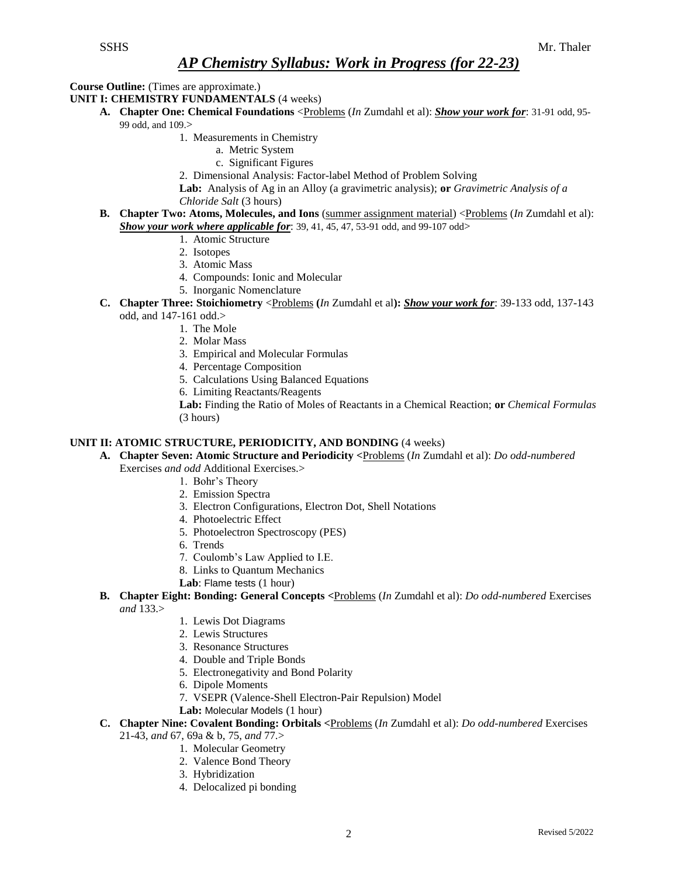# *AP Chemistry Syllabus: Work in Progress (for 22-23)*

**Course Outline:** (Times are approximate.)

**UNIT I: CHEMISTRY FUNDAMENTALS** (4 weeks)

- **A. Chapter One: Chemical Foundations** <Problems (*In* Zumdahl et al): ***Show your work for***: 31-91 odd, 95-99 odd, and 109.>
    1. Measurements in Chemistry
        - a. Metric System
        - c. Significant Figures
    2. Dimensional Analysis: Factor-label Method of Problem Solving

    **Lab:** Analysis of Ag in an Alloy (a gravimetric analysis); **or** *Gravimetric Analysis of a Chloride Salt* (3 hours)

- **B. Chapter Two: Atoms, Molecules, and Ions** (summer assignment material) <Problems (*In* Zumdahl et al): ***Show your work where applicable for***: 39, 41, 45, 47, 53-91 odd, and 99-107 odd>
    1. Atomic Structure
    2. Isotopes
    3. Atomic Mass
    4. Compounds: Ionic and Molecular
    5. Inorganic Nomenclature

- **C. Chapter Three: Stoichiometry** <Problems **(***In* Zumdahl et al**):** ***Show your work for***: 39-133 odd, 137-143 odd, and 147-161 odd.>
    1. The Mole
    2. Molar Mass
    3. Empirical and Molecular Formulas
    4. Percentage Composition
    5. Calculations Using Balanced Equations
    6. Limiting Reactants/Reagents

    **Lab:** Finding the Ratio of Moles of Reactants in a Chemical Reaction; **or** *Chemical Formulas* (3 hours)

**UNIT II: ATOMIC STRUCTURE, PERIODICITY, AND BONDING** (4 weeks)

- **A. Chapter Seven: Atomic Structure and Periodicity <**Problems (*In* Zumdahl et al): *Do odd-numbered* Exercises *and odd* Additional Exercises.>
    1. Bohr's Theory
    2. Emission Spectra
    3. Electron Configurations, Electron Dot, Shell Notations
    4. Photoelectric Effect
    5. Photoelectron Spectroscopy (PES)
    6. Trends
    7. Coulomb's Law Applied to I.E.
    8. Links to Quantum Mechanics

    **Lab**: Flame tests (1 hour)

- **B. Chapter Eight: Bonding: General Concepts <**Problems (*In* Zumdahl et al): *Do odd-numbered* Exercises *and* 133.>
    1. Lewis Dot Diagrams
    2. Lewis Structures
    3. Resonance Structures
    4. Double and Triple Bonds
    5. Electronegativity and Bond Polarity
    6. Dipole Moments
    7. VSEPR (Valence-Shell Electron-Pair Repulsion) Model

    **Lab:** Molecular Models (1 hour)

- **C. Chapter Nine: Covalent Bonding: Orbitals <**Problems (*In* Zumdahl et al): *Do odd-numbered* Exercises 21-43, *and* 67, 69a & b, 75, *and* 77.>
    1. Molecular Geometry
    2. Valence Bond Theory
    3. Hybridization
    4. Delocalized pi bonding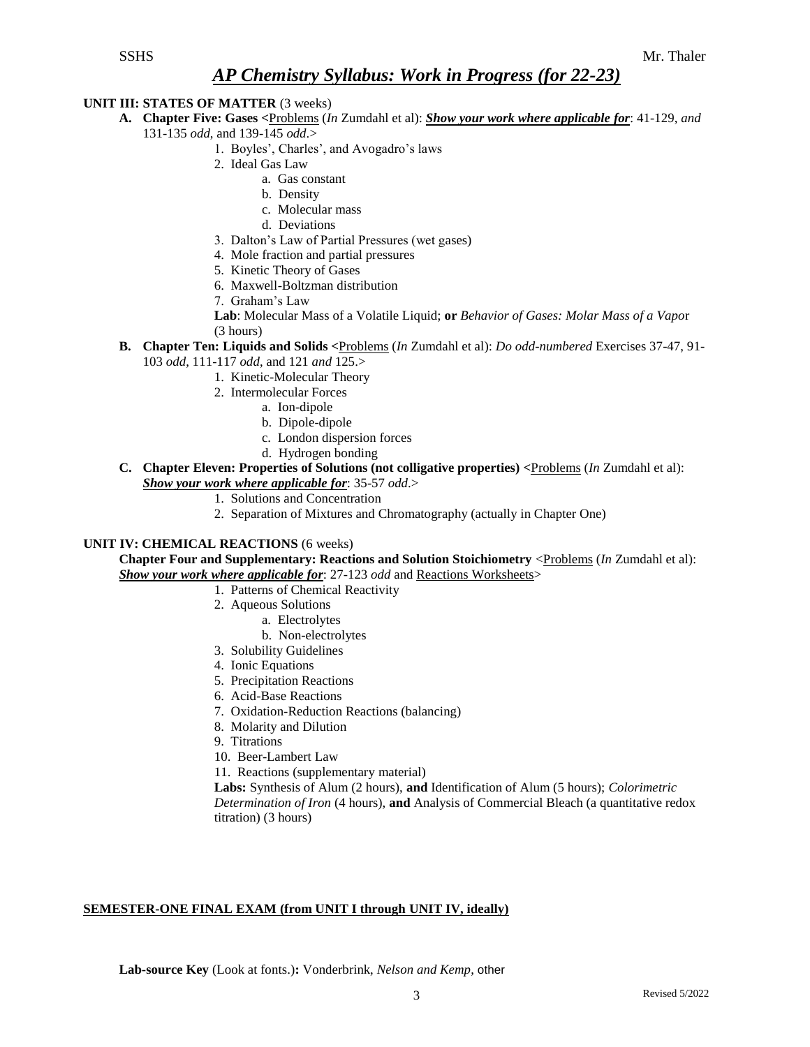# *AP Chemistry Syllabus: Work in Progress (for 22-23)*

**UNIT III: STATES OF MATTER** (3 weeks)

**A. Chapter Five: Gases <**Problems (*In* Zumdahl et al): ***Show your work where applicable for***: 41-129, *and* 131-135 *odd*, and 139-145 *odd*.>

1. Boyles', Charles', and Avogadro's laws
2. Ideal Gas Law
    a. Gas constant
    b. Density
    c. Molecular mass
    d. Deviations
3. Dalton's Law of Partial Pressures (wet gases)
4. Mole fraction and partial pressures
5. Kinetic Theory of Gases
6. Maxwell-Boltzman distribution
7. Graham's Law

**Lab**: Molecular Mass of a Volatile Liquid; **or** *Behavior of Gases: Molar Mass of a Vapo*r (3 hours)

**B. Chapter Ten: Liquids and Solids <**Problems (*In* Zumdahl et al): *Do odd-numbered* Exercises 37-47, 91-103 *odd*, 111-117 *odd*, and 121 *and* 125.>

1. Kinetic-Molecular Theory
2. Intermolecular Forces
    a. Ion-dipole
    b. Dipole-dipole
    c. London dispersion forces
    d. Hydrogen bonding

**C. Chapter Eleven: Properties of Solutions (not colligative properties) <**Problems (*In* Zumdahl et al): ***Show your work where applicable for***: 35-57 *odd*.>

1. Solutions and Concentration
2. Separation of Mixtures and Chromatography (actually in Chapter One)

**UNIT IV: CHEMICAL REACTIONS** (6 weeks)

**Chapter Four and Supplementary: Reactions and Solution Stoichiometry** <Problems (*In* Zumdahl et al): ***Show your work where applicable for***: 27-123 *odd* and Reactions Worksheets>

1. Patterns of Chemical Reactivity
2. Aqueous Solutions
    a. Electrolytes
    b. Non-electrolytes
3. Solubility Guidelines
4. Ionic Equations
5. Precipitation Reactions
6. Acid-Base Reactions
7. Oxidation-Reduction Reactions (balancing)
8. Molarity and Dilution
9. Titrations
10. Beer-Lambert Law
11. Reactions (supplementary material)

**Labs:** Synthesis of Alum (2 hours), **and** Identification of Alum (5 hours); *Colorimetric Determination of Iron* (4 hours), **and** Analysis of Commercial Bleach (a quantitative redox titration) (3 hours)

**SEMESTER-ONE FINAL EXAM (from UNIT I through UNIT IV, ideally)**

**Lab-source Key** (Look at fonts.)**:** Vonderbrink, *Nelson and Kemp*, other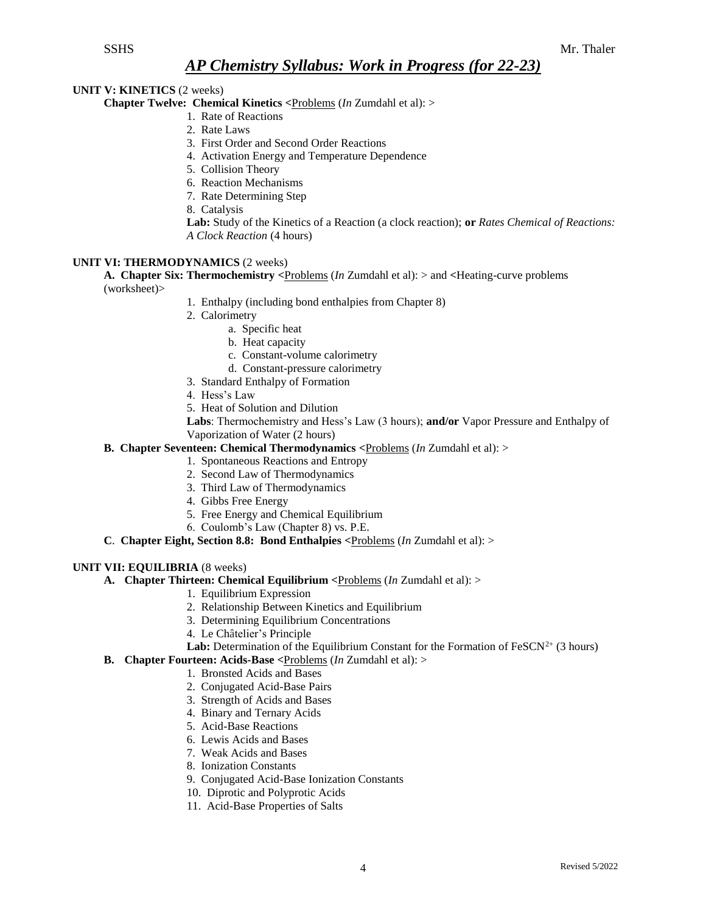# *AP Chemistry Syllabus: Work in Progress (for 22-23)*

**UNIT V: KINETICS** (2 weeks)

**Chapter Twelve: Chemical Kinetics <**Problems (*In* Zumdahl et al): >

1. Rate of Reactions
2. Rate Laws
3. First Order and Second Order Reactions
4. Activation Energy and Temperature Dependence
5. Collision Theory
6. Reaction Mechanisms
7. Rate Determining Step
8. Catalysis

**Lab:** Study of the Kinetics of a Reaction (a clock reaction); **or** *Rates Chemical of Reactions: A Clock Reaction* (4 hours)

**UNIT VI: THERMODYNAMICS** (2 weeks)

**A. Chapter Six: Thermochemistry <**Problems (*In* Zumdahl et al): > and **<**Heating-curve problems (worksheet)>

1. Enthalpy (including bond enthalpies from Chapter 8)
2. Calorimetry
   a. Specific heat
   b. Heat capacity
   c. Constant-volume calorimetry
   d. Constant-pressure calorimetry
3. Standard Enthalpy of Formation
4. Hess's Law
5. Heat of Solution and Dilution

**Labs**: Thermochemistry and Hess's Law (3 hours); **and/or** Vapor Pressure and Enthalpy of Vaporization of Water (2 hours)

**B. Chapter Seventeen: Chemical Thermodynamics <**Problems (*In* Zumdahl et al): >

1. Spontaneous Reactions and Entropy
2. Second Law of Thermodynamics
3. Third Law of Thermodynamics
4. Gibbs Free Energy
5. Free Energy and Chemical Equilibrium
6. Coulomb's Law (Chapter 8) vs. P.E.

**C. Chapter Eight, Section 8.8: Bond Enthalpies <**Problems (*In* Zumdahl et al): >

**UNIT VII: EQUILIBRIA** (8 weeks)

**A. Chapter Thirteen: Chemical Equilibrium <**Problems (*In* Zumdahl et al): >

1. Equilibrium Expression
2. Relationship Between Kinetics and Equilibrium
3. Determining Equilibrium Concentrations
4. Le Châtelier's Principle

**Lab:** Determination of the Equilibrium Constant for the Formation of $FeSCN^{2+}$ (3 hours)

**B. Chapter Fourteen: Acids-Base <**Problems (*In* Zumdahl et al): >

1. Bronsted Acids and Bases
2. Conjugated Acid-Base Pairs
3. Strength of Acids and Bases
4. Binary and Ternary Acids
5. Acid-Base Reactions
6. Lewis Acids and Bases
7. Weak Acids and Bases
8. Ionization Constants
9. Conjugated Acid-Base Ionization Constants
10. Diprotic and Polyprotic Acids
11. Acid-Base Properties of Salts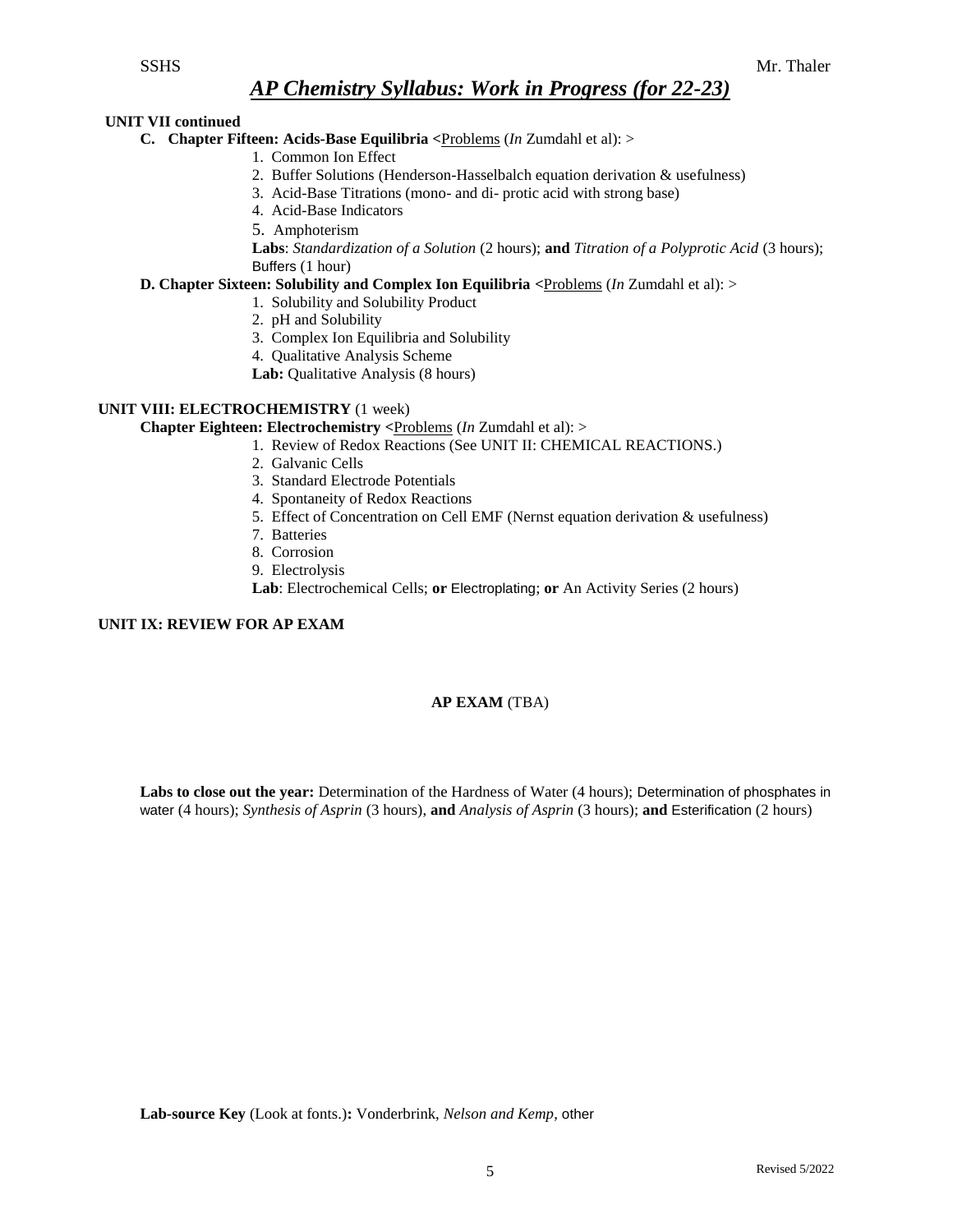# *AP Chemistry Syllabus: Work in Progress (for 22-23)*

**UNIT VII continued**

**C. Chapter Fifteen: Acids-Base Equilibria <**Problems (*In* Zumdahl et al): >

1. Common Ion Effect
2. Buffer Solutions (Henderson-Hasselbalch equation derivation & usefulness)
3. Acid-Base Titrations (mono- and di- protic acid with strong base)
4. Acid-Base Indicators
5. Amphoterism

**Labs**: *Standardization of a Solution* (2 hours); **and** *Titration of a Polyprotic Acid* (3 hours); Buffers (1 hour)

**D. Chapter Sixteen: Solubility and Complex Ion Equilibria <**Problems (*In* Zumdahl et al): >

1. Solubility and Solubility Product
2. pH and Solubility
3. Complex Ion Equilibria and Solubility
4. Qualitative Analysis Scheme

**Lab:** Qualitative Analysis (8 hours)

**UNIT VIII: ELECTROCHEMISTRY** (1 week)

**Chapter Eighteen: Electrochemistry <**Problems (*In* Zumdahl et al): >

1. Review of Redox Reactions (See UNIT II: CHEMICAL REACTIONS.)
2. Galvanic Cells
3. Standard Electrode Potentials
4. Spontaneity of Redox Reactions
5. Effect of Concentration on Cell EMF (Nernst equation derivation & usefulness)
7. Batteries
8. Corrosion
9. Electrolysis

**Lab**: Electrochemical Cells; **or** Electroplating; **or** An Activity Series (2 hours)

**UNIT IX: REVIEW FOR AP EXAM**

**AP EXAM** (TBA)

**Labs to close out the year:** Determination of the Hardness of Water (4 hours); Determination of phosphates in water (4 hours); *Synthesis of Asprin* (3 hours), **and** *Analysis of Asprin* (3 hours); **and** Esterification (2 hours)

**Lab-source Key** (Look at fonts.)**:** Vonderbrink, *Nelson and Kemp*, other

Revised 5/2022